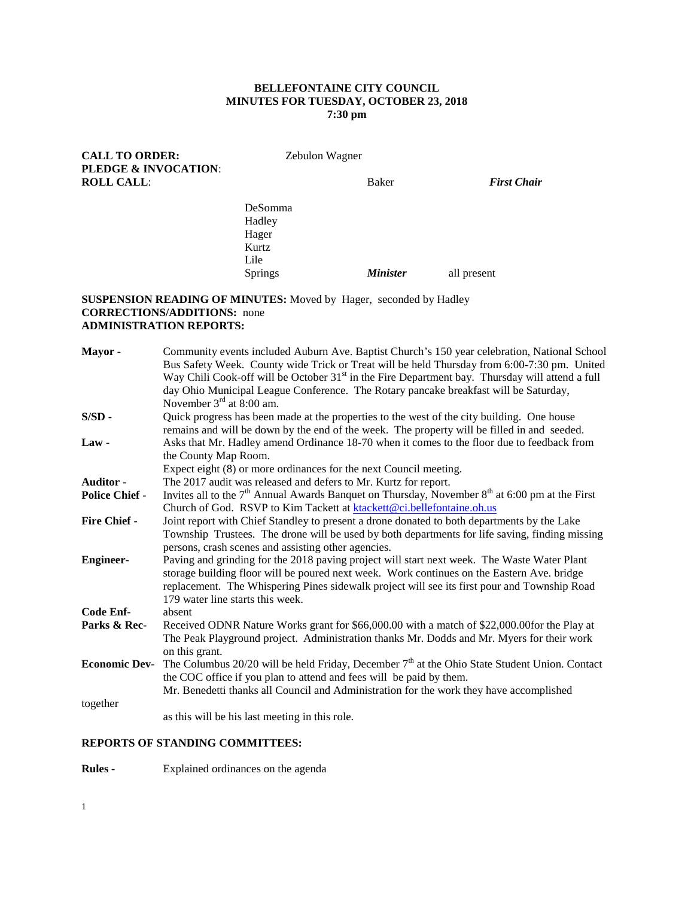**BELLEFONTAINE CITY COUNCIL**
**MINUTES FOR TUESDAY, OCTOBER 23, 2018**
**7:30 pm**

**CALL TO ORDER:** Zebulon Wagner
**PLEDGE & INVOCATION**:
**ROLL CALL**: Baker *First Chair*

DeSomma
Hadley
Hager
Kurtz
Lile
Springs *Minister* all present

**SUSPENSION READING OF MINUTES:** Moved by Hager, seconded by Hadley
**CORRECTIONS/ADDITIONS:** none
**ADMINISTRATION REPORTS:**

**Mayor -** Community events included Auburn Ave. Baptist Church's 150 year celebration, National School Bus Safety Week. County wide Trick or Treat will be held Thursday from 6:00-7:30 pm. United Way Chili Cook-off will be October 31st in the Fire Department bay. Thursday will attend a full day Ohio Municipal League Conference. The Rotary pancake breakfast will be Saturday, November 3rd at 8:00 am.

**S/SD -** Quick progress has been made at the properties to the west of the city building. One house remains and will be down by the end of the week. The property will be filled in and seeded.

**Law -** Asks that Mr. Hadley amend Ordinance 18-70 when it comes to the floor due to feedback from the County Map Room.
Expect eight (8) or more ordinances for the next Council meeting.

**Auditor -** The 2017 audit was released and defers to Mr. Kurtz for report.

**Police Chief -** Invites all to the 7th Annual Awards Banquet on Thursday, November 8th at 6:00 pm at the First Church of God. RSVP to Kim Tackett at ktackett@ci.bellefontaine.oh.us

**Fire Chief -** Joint report with Chief Standley to present a drone donated to both departments by the Lake Township Trustees. The drone will be used by both departments for life saving, finding missing persons, crash scenes and assisting other agencies.

**Engineer-** Paving and grinding for the 2018 paving project will start next week. The Waste Water Plant storage building floor will be poured next week. Work continues on the Eastern Ave. bridge replacement. The Whispering Pines sidewalk project will see its first pour and Township Road 179 water line starts this week.

**Code Enf-** absent

**Parks & Rec-** Received ODNR Nature Works grant for $66,000.00 with a match of $22,000.00for the Play at The Peak Playground project. Administration thanks Mr. Dodds and Mr. Myers for their work on this grant.

**Economic Dev-** The Columbus 20/20 will be held Friday, December 7th at the Ohio State Student Union. Contact the COC office if you plan to attend and fees will be paid by them.
Mr. Benedetti thanks all Council and Administration for the work they have accomplished together as this will be his last meeting in this role.

**REPORTS OF STANDING COMMITTEES:**

**Rules -** Explained ordinances on the agenda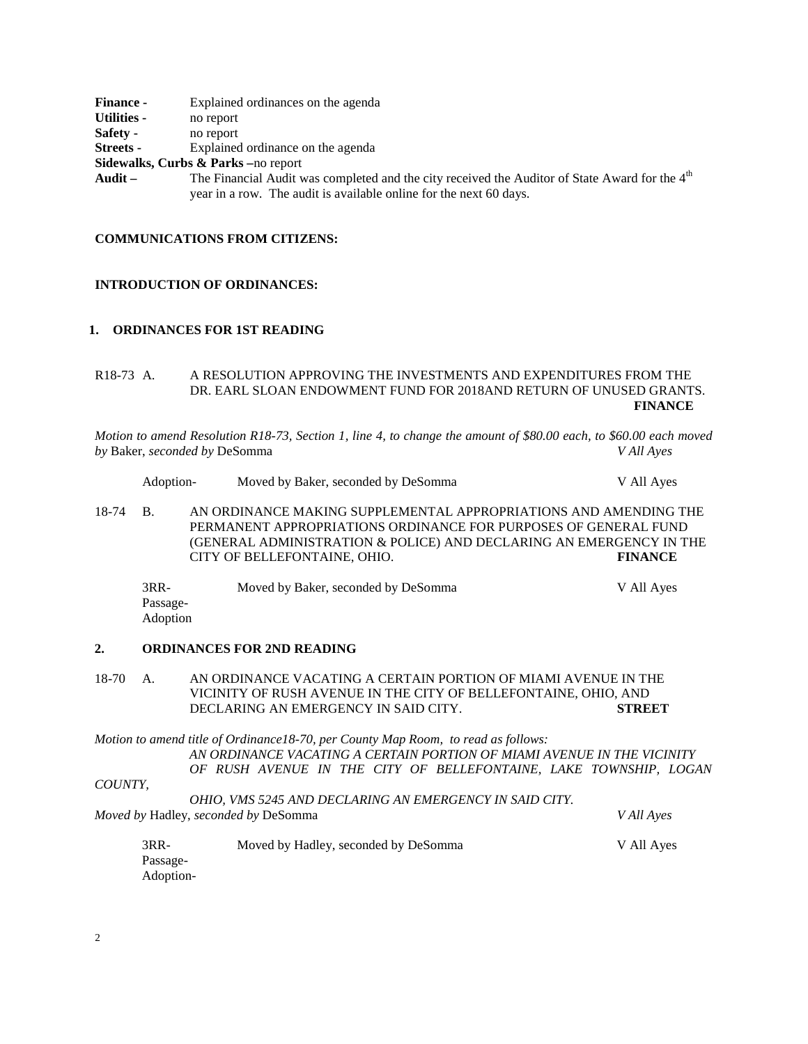**Finance -** Explained ordinances on the agenda
**Utilities -** no report
**Safety -** no report
**Streets -** Explained ordinance on the agenda
**Sidewalks, Curbs & Parks –**no report
**Audit –** The Financial Audit was completed and the city received the Auditor of State Award for the 4th year in a row. The audit is available online for the next 60 days.

**COMMUNICATIONS FROM CITIZENS:**

**INTRODUCTION OF ORDINANCES:**

**1. ORDINANCES FOR 1ST READING**

R18-73 A. A RESOLUTION APPROVING THE INVESTMENTS AND EXPENDITURES FROM THE DR. EARL SLOAN ENDOWMENT FUND FOR 2018AND RETURN OF UNUSED GRANTS. **FINANCE**

*Motion to amend Resolution R18-73, Section 1, line 4, to change the amount of $80.00 each, to $60.00 each moved by* Baker, *seconded by* DeSomma *V All Ayes*

Adoption- Moved by Baker, seconded by DeSomma V All Ayes

18-74 B. AN ORDINANCE MAKING SUPPLEMENTAL APPROPRIATIONS AND AMENDING THE PERMANENT APPROPRIATIONS ORDINANCE FOR PURPOSES OF GENERAL FUND (GENERAL ADMINISTRATION & POLICE) AND DECLARING AN EMERGENCY IN THE CITY OF BELLEFONTAINE, OHIO. **FINANCE**

3RR-Passage-Adoption Moved by Baker, seconded by DeSomma V All Ayes

**2. ORDINANCES FOR 2ND READING**

18-70 A. AN ORDINANCE VACATING A CERTAIN PORTION OF MIAMI AVENUE IN THE VICINITY OF RUSH AVENUE IN THE CITY OF BELLEFONTAINE, OHIO, AND DECLARING AN EMERGENCY IN SAID CITY. **STREET**

*Motion to amend title of Ordinance18-70, per County Map Room, to read as follows:*
*AN ORDINANCE VACATING A CERTAIN PORTION OF MIAMI AVENUE IN THE VICINITY OF RUSH AVENUE IN THE CITY OF BELLEFONTAINE, LAKE TOWNSHIP, LOGAN COUNTY, OHIO, VMS 5245 AND DECLARING AN EMERGENCY IN SAID CITY.*
*Moved by* Hadley, *seconded by* DeSomma *V All Ayes*

3RR-Passage-Adoption- Moved by Hadley, seconded by DeSomma V All Ayes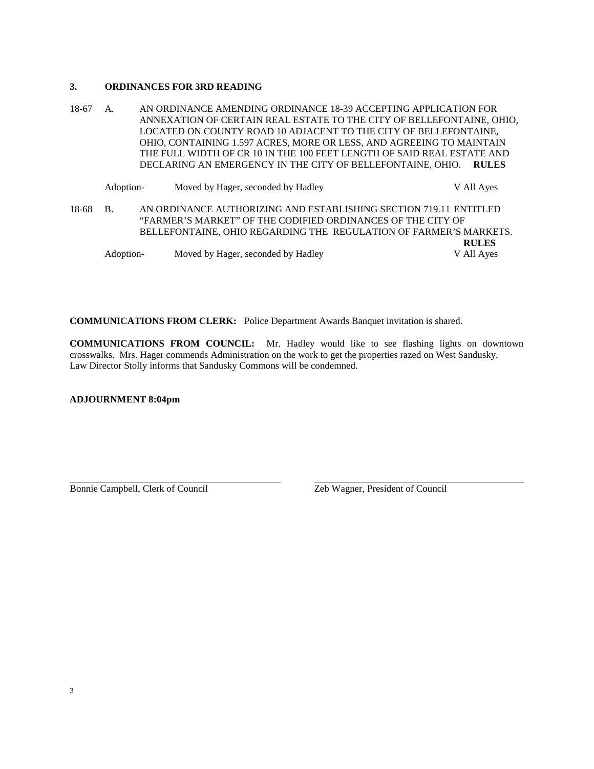**3. ORDINANCES FOR 3RD READING**

18-67 A. AN ORDINANCE AMENDING ORDINANCE 18-39 ACCEPTING APPLICATION FOR ANNEXATION OF CERTAIN REAL ESTATE TO THE CITY OF BELLEFONTAINE, OHIO, LOCATED ON COUNTY ROAD 10 ADJACENT TO THE CITY OF BELLEFONTAINE, OHIO, CONTAINING 1.597 ACRES, MORE OR LESS, AND AGREEING TO MAINTAIN THE FULL WIDTH OF CR 10 IN THE 100 FEET LENGTH OF SAID REAL ESTATE AND DECLARING AN EMERGENCY IN THE CITY OF BELLEFONTAINE, OHIO. **RULES**

Adoption- Moved by Hager, seconded by Hadley V All Ayes

18-68 B. AN ORDINANCE AUTHORIZING AND ESTABLISHING SECTION 719.11 ENTITLED "FARMER'S MARKET" OF THE CODIFIED ORDINANCES OF THE CITY OF BELLEFONTAINE, OHIO REGARDING THE REGULATION OF FARMER'S MARKETS. **RULES**

Adoption- Moved by Hager, seconded by Hadley V All Ayes

**COMMUNICATIONS FROM CLERK:** Police Department Awards Banquet invitation is shared.

**COMMUNICATIONS FROM COUNCIL:** Mr. Hadley would like to see flashing lights on downtown crosswalks. Mrs. Hager commends Administration on the work to get the properties razed on West Sandusky. Law Director Stolly informs that Sandusky Commons will be condemned.

**ADJOURNMENT 8:04pm**

Bonnie Campbell, Clerk of Council

Zeb Wagner, President of Council